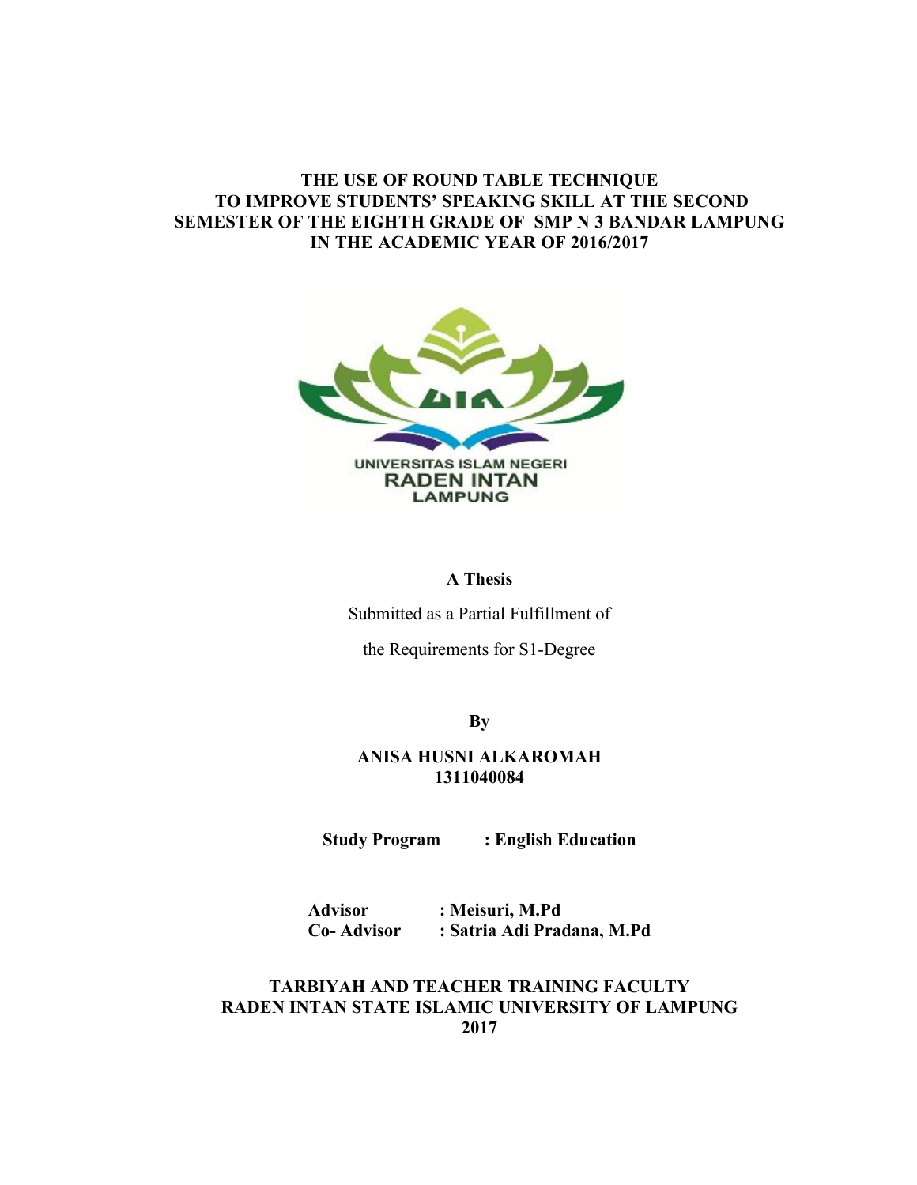# THE USE OF ROUND TABLE TECHNIQUE TO IMPROVE STUDENTS' SPEAKING SKILL AT THE SECOND SEMESTER OF THE EIGHTH GRADE OF SMP N 3 BANDAR LAMPUNG IN THE ACADEMIC YEAR OF 2016/2017

UNIVERSITAS ISLAM NEGERI
RADEN INTAN
LAMPUNG

**A Thesis**

Submitted as a Partial Fulfillment of

the Requirements for S1-Degree

**By**

**ANISA HUSNI ALKAROMAH**
**1311040084**

**Study Program : English Education**

**Advisor : Meisuri, M.Pd**
**Co- Advisor : Satria Adi Pradana, M.Pd**

**TARBIYAH AND TEACHER TRAINING FACULTY**
**RADEN INTAN STATE ISLAMIC UNIVERSITY OF LAMPUNG**
**2017**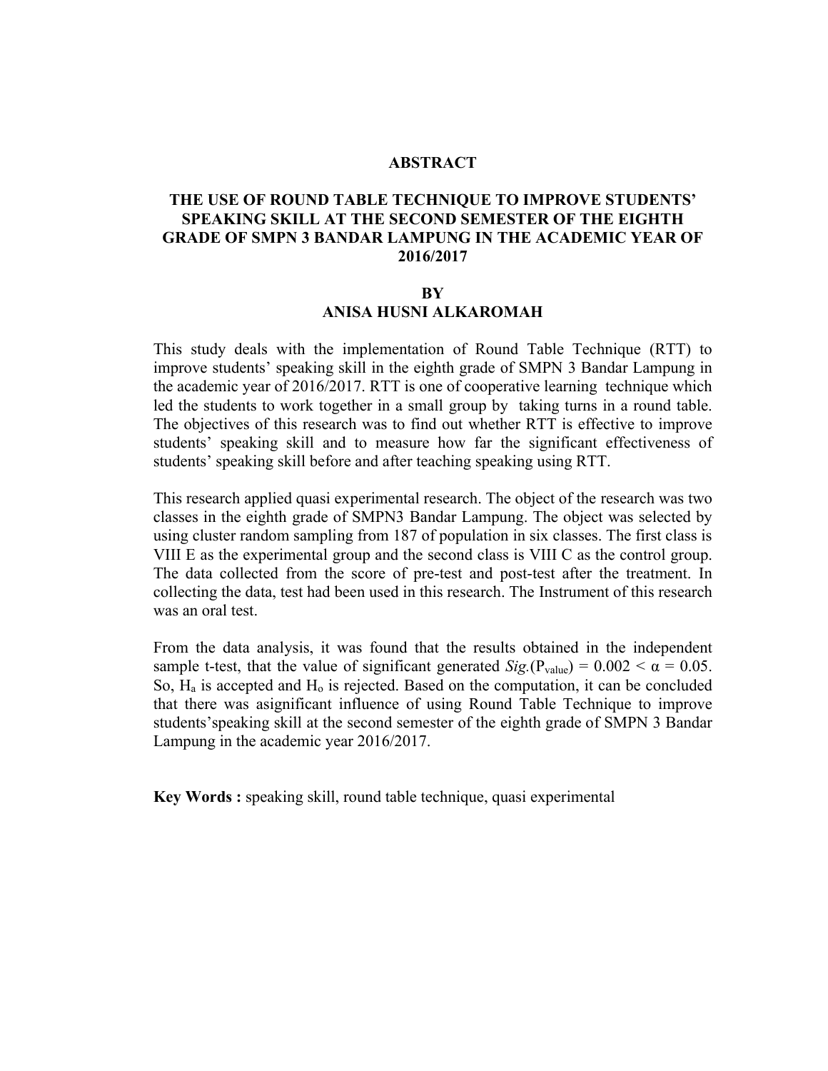# ABSTRACT

## THE USE OF ROUND TABLE TECHNIQUE TO IMPROVE STUDENTS' SPEAKING SKILL AT THE SECOND SEMESTER OF THE EIGHTH GRADE OF SMPN 3 BANDAR LAMPUNG IN THE ACADEMIC YEAR OF 2016/2017

**BY**
**ANISA HUSNI ALKAROMAH**

This study deals with the implementation of Round Table Technique (RTT) to improve students' speaking skill in the eighth grade of SMPN 3 Bandar Lampung in the academic year of 2016/2017. RTT is one of cooperative learning technique which led the students to work together in a small group by taking turns in a round table. The objectives of this research was to find out whether RTT is effective to improve students' speaking skill and to measure how far the significant effectiveness of students' speaking skill before and after teaching speaking using RTT.

This research applied quasi experimental research. The object of the research was two classes in the eighth grade of SMPN3 Bandar Lampung. The object was selected by using cluster random sampling from 187 of population in six classes. The first class is VIII E as the experimental group and the second class is VIII C as the control group. The data collected from the score of pre-test and post-test after the treatment. In collecting the data, test had been used in this research. The Instrument of this research was an oral test.

From the data analysis, it was found that the results obtained in the independent sample t-test, that the value of significant generated *Sig.*($P_{value}$) = 0.002 < $\alpha$ = 0.05. So, $H_a$ is accepted and $H_o$ is rejected. Based on the computation, it can be concluded that there was asignificant influence of using Round Table Technique to improve students'speaking skill at the second semester of the eighth grade of SMPN 3 Bandar Lampung in the academic year 2016/2017.

**Key Words :** speaking skill, round table technique, quasi experimental